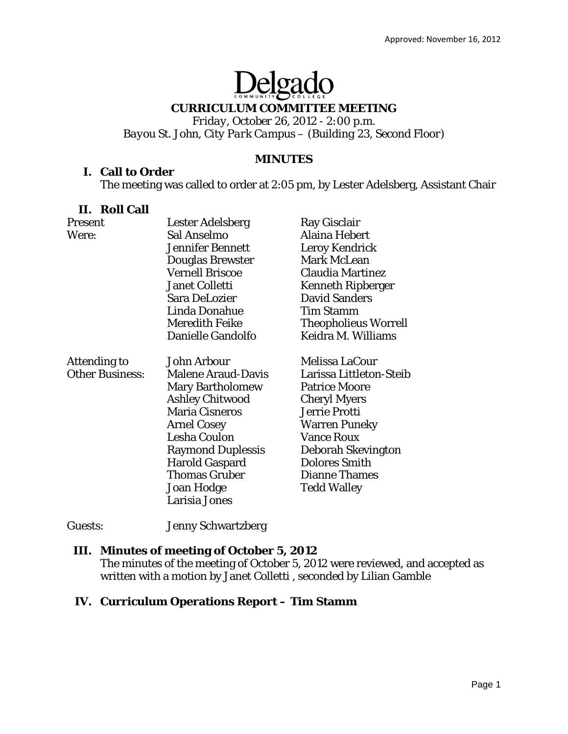Approved: November 16, 2012

Delgado Community College

# CURRICULUM COMMITTEE MEETING

*Friday, October 26, 2012 - 2:00 p.m.*
*Bayou St. John, City Park Campus – (Building 23, Second Floor)*

## MINUTES

### I. Call to Order

The meeting was called to order at 2:05 pm, by Lester Adelsberg, Assistant Chair

### II. Roll Call

| | | |
|---|---|---|
| Present Were: | Lester Adelsberg | Ray Gisclair |
| | Sal Anselmo | Alaina Hebert |
| | Jennifer Bennett | Leroy Kendrick |
| | Douglas Brewster | Mark McLean |
| | Vernell Briscoe | Claudia Martinez |
| | Janet Colletti | Kenneth Ripberger |
| | Sara DeLozier | David Sanders |
| | Linda Donahue | Tim Stamm |
| | Meredith Feike | Theopholieus Worrell |
| | Danielle Gandolfo | Keidra M. Williams |
| Attending to Other Business: | John Arbour | Melissa LaCour |
| | Malene Araud-Davis | Larissa Littleton-Steib |
| | Mary Bartholomew | Patrice Moore |
| | Ashley Chitwood | Cheryl Myers |
| | Maria Cisneros | Jerrie Protti |
| | Arnel Cosey | Warren Puneky |
| | Lesha Coulon | Vance Roux |
| | Raymond Duplessis | Deborah Skevington |
| | Harold Gaspard | Dolores Smith |
| | Thomas Gruber | Dianne Thames |
| | Joan Hodge | Tedd Walley |
| | Larisia Jones | |
| Guests: | Jenny Schwartzberg | |

### III. Minutes of meeting of October 5, 2012

The minutes of the meeting of October 5, 2012 were reviewed, and accepted as written with a motion by Janet Colletti , seconded by Lilian Gamble

### IV. Curriculum Operations Report – Tim Stamm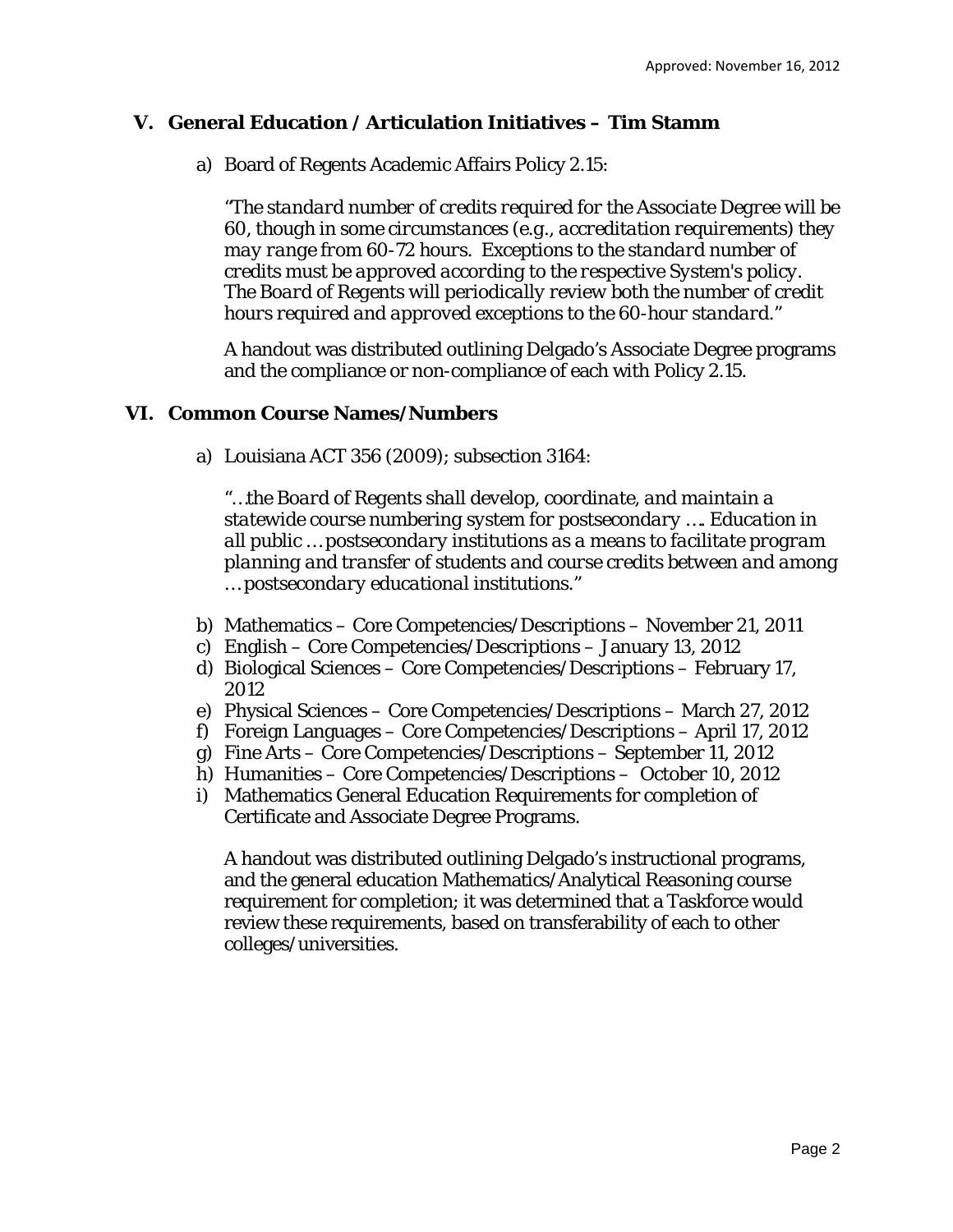## V. General Education / Articulation Initiatives – Tim Stamm

a) Board of Regents Academic Affairs Policy 2.15:

   *"The standard number of credits required for the Associate Degree will be 60, though in some circumstances (e.g., accreditation requirements) they may range from 60-72 hours. Exceptions to the standard number of credits must be approved according to the respective System's policy. The Board of Regents will periodically review both the number of credit hours required and approved exceptions to the 60-hour standard."*

   A handout was distributed outlining Delgado's Associate Degree programs and the compliance or non-compliance of each with Policy 2.15.

## VI. Common Course Names/Numbers

a) Louisiana ACT 356 (2009); subsection 3164:

   *"…the Board of Regents shall develop, coordinate, and maintain a statewide course numbering system for postsecondary …. Education in all public … postsecondary institutions as a means to facilitate program planning and transfer of students and course credits between and among … postsecondary educational institutions."*

b) Mathematics – Core Competencies/Descriptions – November 21, 2011
c) English – Core Competencies/Descriptions – January 13, 2012
d) Biological Sciences – Core Competencies/Descriptions – February 17, 2012
e) Physical Sciences – Core Competencies/Descriptions – March 27, 2012
f) Foreign Languages – Core Competencies/Descriptions – April 17, 2012
g) Fine Arts – Core Competencies/Descriptions – September 11, 2012
h) Humanities – Core Competencies/Descriptions – October 10, 2012
i) Mathematics General Education Requirements for completion of Certificate and Associate Degree Programs.

   A handout was distributed outlining Delgado's instructional programs, and the general education Mathematics/Analytical Reasoning course requirement for completion; it was determined that a Taskforce would review these requirements, based on transferability of each to other colleges/universities.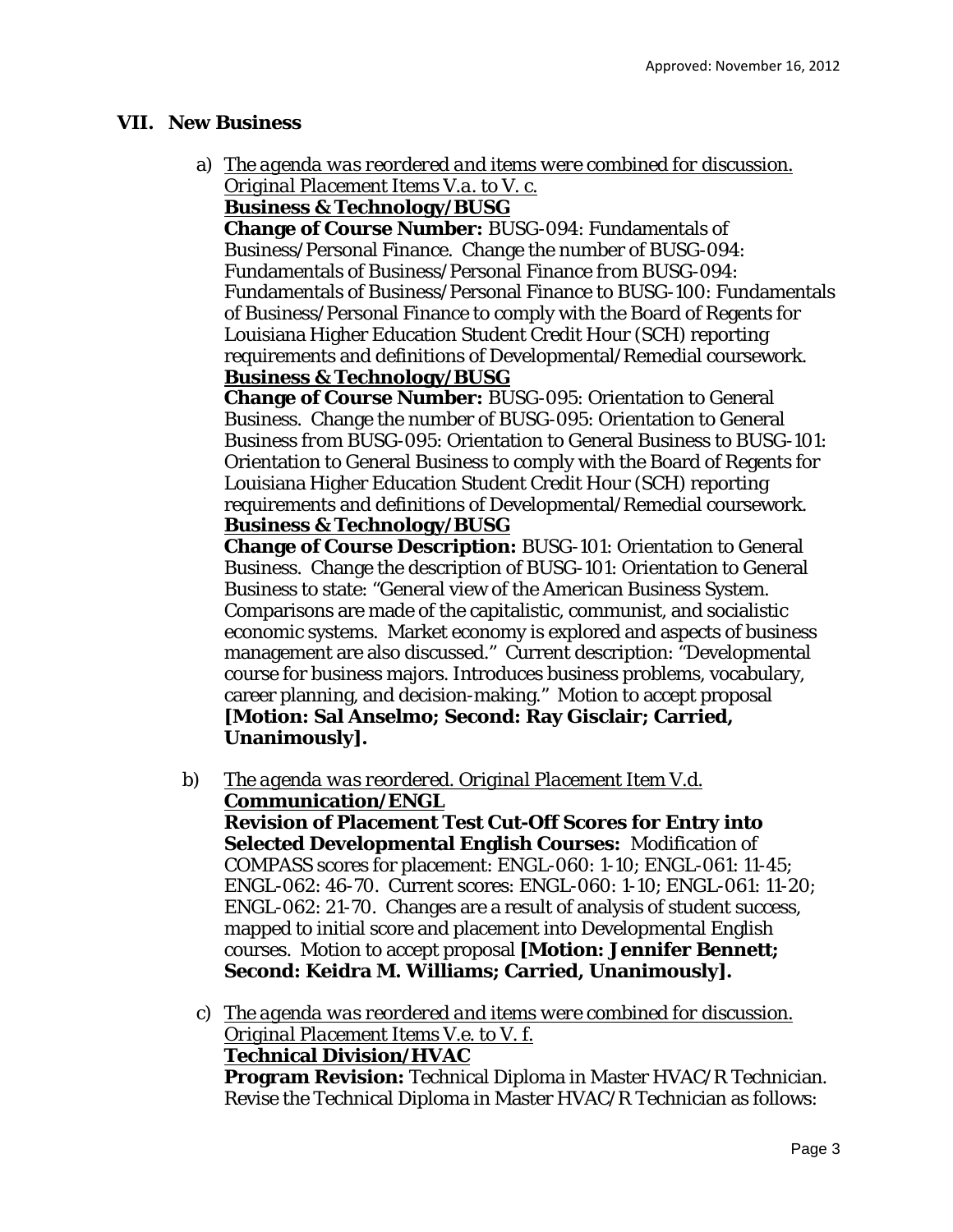## VII. New Business

a) <u>*The agenda was reordered and items were combined for discussion. Original Placement Items V.a. to V. c.*</u>
**<u>Business & Technology/BUSG</u>**
**Change of Course Number:** BUSG-094: Fundamentals of Business/Personal Finance. Change the number of BUSG-094: Fundamentals of Business/Personal Finance from BUSG-094: Fundamentals of Business/Personal Finance to BUSG-100: Fundamentals of Business/Personal Finance to comply with the Board of Regents for Louisiana Higher Education Student Credit Hour (SCH) reporting requirements and definitions of Developmental/Remedial coursework.
**<u>Business & Technology/BUSG</u>**
**Change of Course Number:** BUSG-095: Orientation to General Business. Change the number of BUSG-095: Orientation to General Business from BUSG-095: Orientation to General Business to BUSG-101: Orientation to General Business to comply with the Board of Regents for Louisiana Higher Education Student Credit Hour (SCH) reporting requirements and definitions of Developmental/Remedial coursework.
**<u>Business & Technology/BUSG</u>**
**Change of Course Description:** BUSG-101: Orientation to General Business. Change the description of BUSG-101: Orientation to General Business to state: "General view of the American Business System. Comparisons are made of the capitalistic, communist, and socialistic economic systems. Market economy is explored and aspects of business management are also discussed." Current description: "Developmental course for business majors. Introduces business problems, vocabulary, career planning, and decision-making." Motion to accept proposal **[Motion: Sal Anselmo; Second: Ray Gisclair; Carried, Unanimously].**

b) <u>*The agenda was reordered. Original Placement Item V.d.*</u>
**<u>Communication/ENGL</u>**
**Revision of Placement Test Cut-Off Scores for Entry into Selected Developmental English Courses:** Modification of COMPASS scores for placement: ENGL-060: 1-10; ENGL-061: 11-45; ENGL-062: 46-70. Current scores: ENGL-060: 1-10; ENGL-061: 11-20; ENGL-062: 21-70. Changes are a result of analysis of student success, mapped to initial score and placement into Developmental English courses. Motion to accept proposal **[Motion: Jennifer Bennett; Second: Keidra M. Williams; Carried, Unanimously].**

c) <u>*The agenda was reordered and items were combined for discussion. Original Placement Items V.e. to V. f.*</u>
**<u>Technical Division/HVAC</u>**
**Program Revision:** Technical Diploma in Master HVAC/R Technician. Revise the Technical Diploma in Master HVAC/R Technician as follows: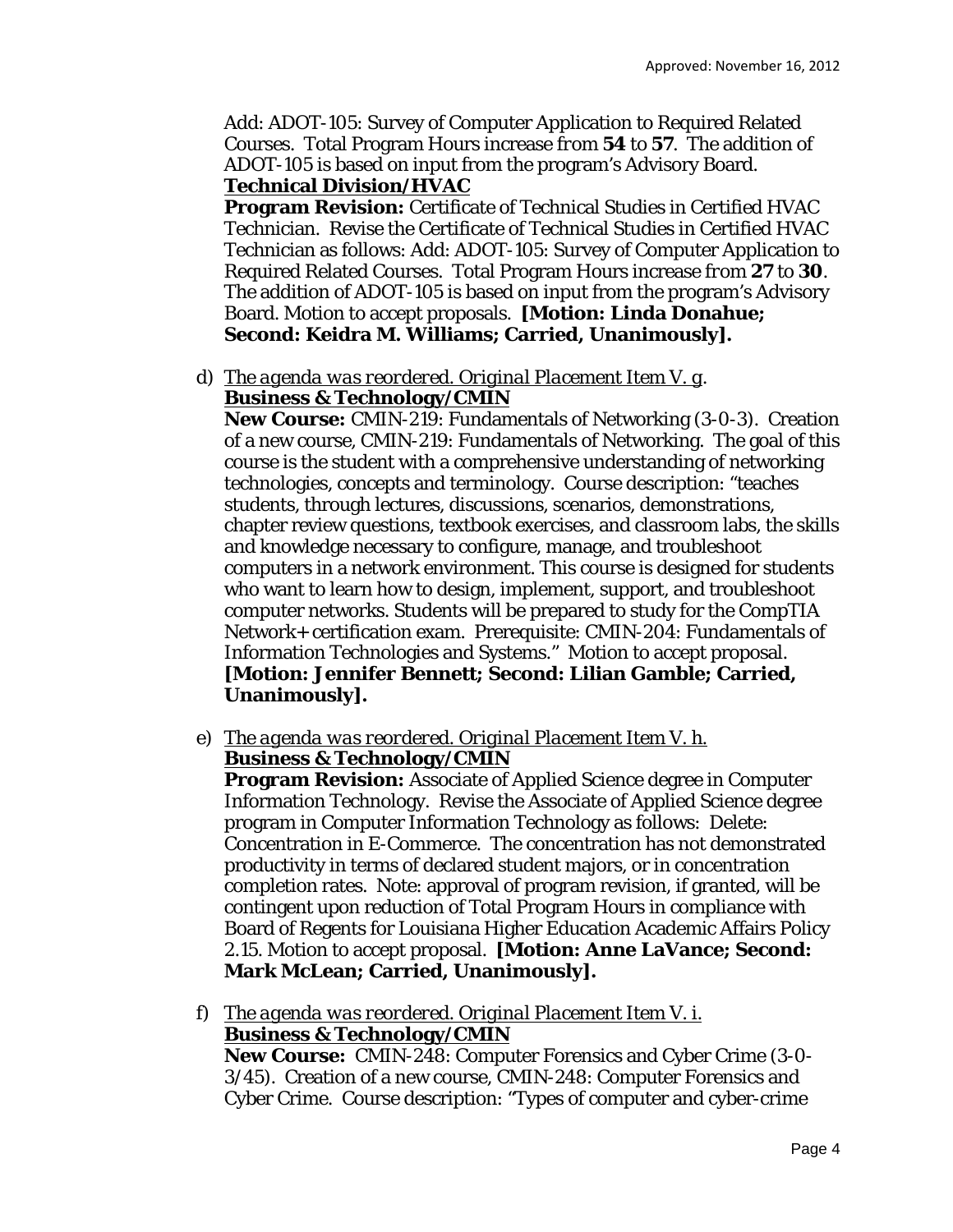Add: ADOT-105: Survey of Computer Application to Required Related Courses. Total Program Hours increase *from* **54** *to* **57**. The addition of ADOT-105 is based on input from the program's Advisory Board.

**Technical Division/HVAC**

**Program Revision:** Certificate of Technical Studies in Certified HVAC Technician. Revise the Certificate of Technical Studies in Certified HVAC Technician as follows: Add: ADOT-105: Survey of Computer Application to Required Related Courses. Total Program Hours increase *from* **27** *to* **30**. The addition of ADOT-105 is based on input from the program's Advisory Board. Motion to accept proposals. **[Motion: Linda Donahue; Second: Keidra M. Williams; Carried, Unanimously].**

d) *The agenda was reordered. Original Placement Item V. g.*
**Business & Technology/CMIN**
**New Course:** CMIN-219: Fundamentals of Networking (3-0-3). Creation of a new course, CMIN-219: Fundamentals of Networking. The goal of this course is the student with a comprehensive understanding of networking technologies, concepts and terminology. Course description: "teaches students, through lectures, discussions, scenarios, demonstrations, chapter review questions, textbook exercises, and classroom labs, the skills and knowledge necessary to configure, manage, and troubleshoot computers in a network environment. This course is designed for students who want to learn how to design, implement, support, and troubleshoot computer networks. Students will be prepared to study for the CompTIA Network+ certification exam. Prerequisite: CMIN-204: Fundamentals of Information Technologies and Systems." Motion to accept proposal. **[Motion: Jennifer Bennett; Second: Lilian Gamble; Carried, Unanimously].**

e) *The agenda was reordered. Original Placement Item V. h.*
**Business & Technology/CMIN**
**Program Revision:** Associate of Applied Science degree in Computer Information Technology. Revise the Associate of Applied Science degree program in Computer Information Technology as follows: Delete: Concentration in E-Commerce. The concentration has not demonstrated productivity in terms of declared student majors, or in concentration completion rates. Note: approval of program revision, if granted, will be contingent upon reduction of Total Program Hours in compliance with Board of Regents for Louisiana Higher Education Academic Affairs Policy 2.15. Motion to accept proposal. **[Motion: Anne LaVance; Second: Mark McLean; Carried, Unanimously].**

f) *The agenda was reordered. Original Placement Item V. i.*
**Business & Technology/CMIN**
**New Course:** CMIN-248: Computer Forensics and Cyber Crime (3-0-3/45). Creation of a new course, CMIN-248: Computer Forensics and Cyber Crime. Course description: "Types of computer and cyber-crime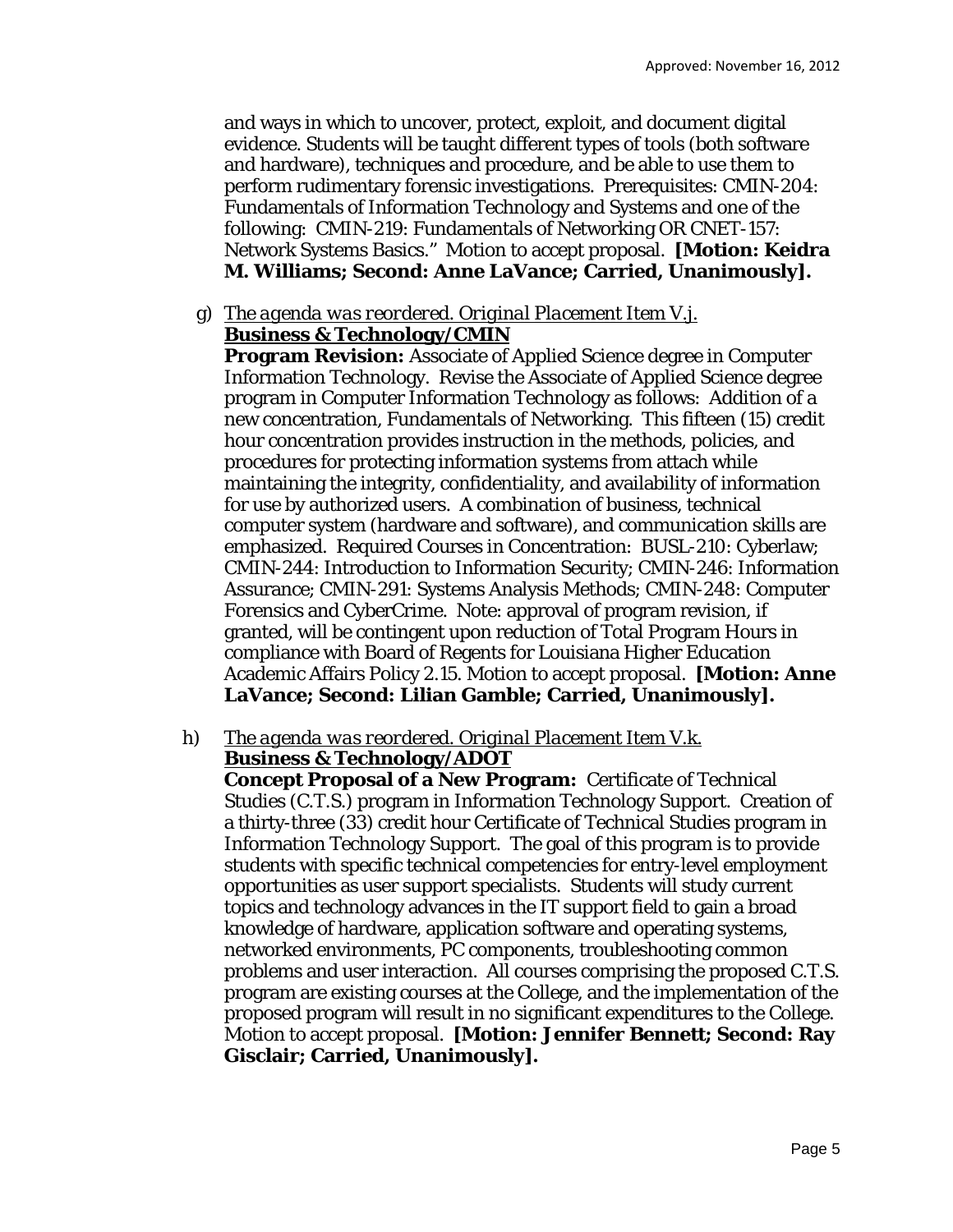and ways in which to uncover, protect, exploit, and document digital evidence. Students will be taught different types of tools (both software and hardware), techniques and procedure, and be able to use them to perform rudimentary forensic investigations. Prerequisites: CMIN-204: Fundamentals of Information Technology and Systems and one of the following: CMIN-219: Fundamentals of Networking OR CNET-157: Network Systems Basics." Motion to accept proposal. **[Motion: Keidra M. Williams; Second: Anne LaVance; Carried, Unanimously].**

g) *The agenda was reordered. Original Placement Item V.j.*
**Business & Technology/CMIN**
**Program Revision:** Associate of Applied Science degree in Computer Information Technology. Revise the Associate of Applied Science degree program in Computer Information Technology as follows: Addition of a new concentration, Fundamentals of Networking. This fifteen (15) credit hour concentration provides instruction in the methods, policies, and procedures for protecting information systems from attach while maintaining the integrity, confidentiality, and availability of information for use by authorized users. A combination of business, technical computer system (hardware and software), and communication skills are emphasized. Required Courses in Concentration: BUSL-210: Cyberlaw; CMIN-244: Introduction to Information Security; CMIN-246: Information Assurance; CMIN-291: Systems Analysis Methods; CMIN-248: Computer Forensics and CyberCrime. Note: approval of program revision, if granted, will be contingent upon reduction of Total Program Hours in compliance with Board of Regents for Louisiana Higher Education Academic Affairs Policy 2.15. Motion to accept proposal. **[Motion: Anne LaVance; Second: Lilian Gamble; Carried, Unanimously].**

h) *The agenda was reordered. Original Placement Item V.k.*
**Business & Technology/ADOT**
**Concept Proposal of a New Program:** Certificate of Technical Studies (C.T.S.) program in Information Technology Support. Creation of a thirty-three (33) credit hour Certificate of Technical Studies program in Information Technology Support. The goal of this program is to provide students with specific technical competencies for entry-level employment opportunities as user support specialists. Students will study current topics and technology advances in the IT support field to gain a broad knowledge of hardware, application software and operating systems, networked environments, PC components, troubleshooting common problems and user interaction. All courses comprising the proposed C.T.S. program are existing courses at the College, and the implementation of the proposed program will result in no significant expenditures to the College. Motion to accept proposal. **[Motion: Jennifer Bennett; Second: Ray Gisclair; Carried, Unanimously].**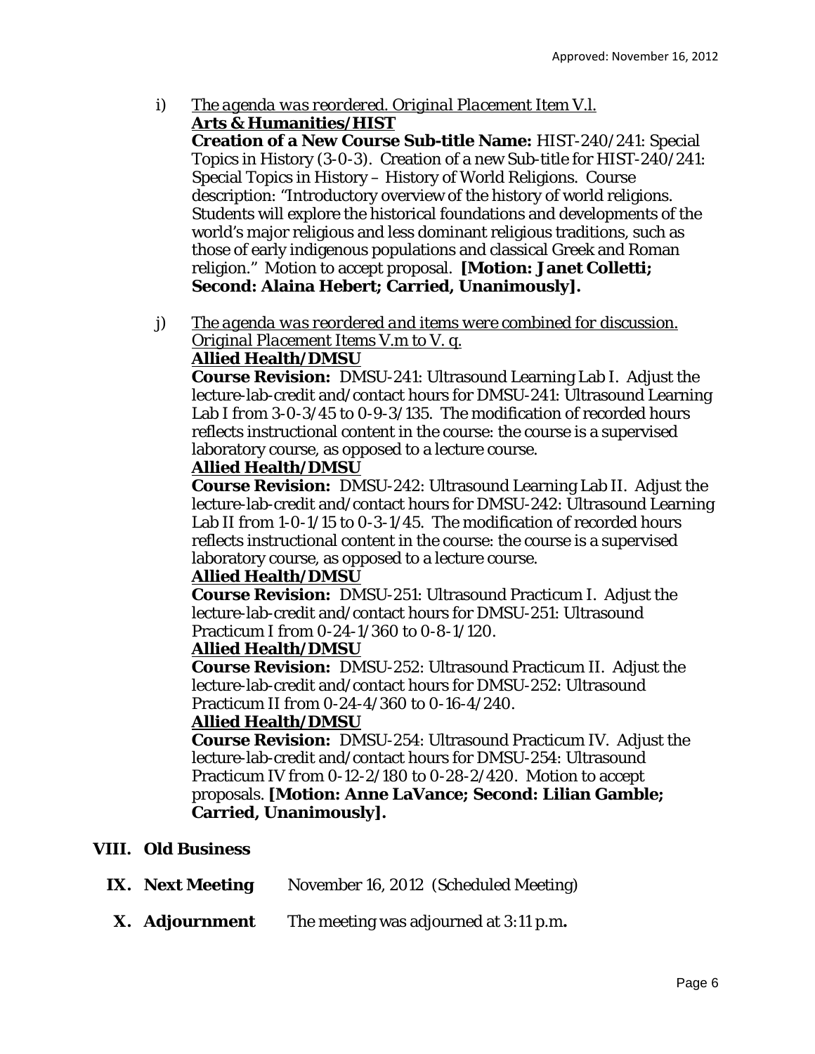i) *The agenda was reordered. Original Placement Item V.l.*
**Arts & Humanities/HIST**
**Creation of a New Course Sub-title Name:** HIST-240/241: Special Topics in History (3-0-3). Creation of a new Sub-title for HIST-240/241: Special Topics in History – History of World Religions. Course description: "Introductory overview of the history of world religions. Students will explore the historical foundations and developments of the world's major religious and less dominant religious traditions, such as those of early indigenous populations and classical Greek and Roman religion." Motion to accept proposal. **[Motion: Janet Colletti; Second: Alaina Hebert; Carried, Unanimously].**

j) *The agenda was reordered and items were combined for discussion. Original Placement Items V.m to V. q.*
**Allied Health/DMSU**
**Course Revision:** DMSU-241: Ultrasound Learning Lab I. Adjust the lecture-lab-credit and/contact hours for DMSU-241: Ultrasound Learning Lab I *from* 3-0-3/45 to 0-9-3/135. The modification of recorded hours reflects instructional content in the course: the course is a supervised laboratory course, as opposed to a lecture course.
**Allied Health/DMSU**
**Course Revision:** DMSU-242: Ultrasound Learning Lab II. Adjust the lecture-lab-credit and/contact hours for DMSU-242: Ultrasound Learning Lab II *from* 1-0-1/15 to 0-3-1/45. The modification of recorded hours reflects instructional content in the course: the course is a supervised laboratory course, as opposed to a lecture course.
**Allied Health/DMSU**
**Course Revision:** DMSU-251: Ultrasound Practicum I. Adjust the lecture-lab-credit and/contact hours for DMSU-251: Ultrasound Practicum I *from* 0-24-1/360 to 0-8-1/120.
**Allied Health/DMSU**
**Course Revision:** DMSU-252: Ultrasound Practicum II. Adjust the lecture-lab-credit and/contact hours for DMSU-252: Ultrasound Practicum II *from* 0-24-4/360 to 0-16-4/240.
**Allied Health/DMSU**
**Course Revision:** DMSU-254: Ultrasound Practicum IV. Adjust the lecture-lab-credit and/contact hours for DMSU-254: Ultrasound Practicum IV *from* 0-12-2/180 to 0-28-2/420. Motion to accept proposals. **[Motion: Anne LaVance; Second: Lilian Gamble; Carried, Unanimously].**

## VIII. Old Business

## IX. Next Meeting

November 16, 2012 (Scheduled Meeting)

## X. Adjournment

The meeting was adjourned at 3:11 p.m.